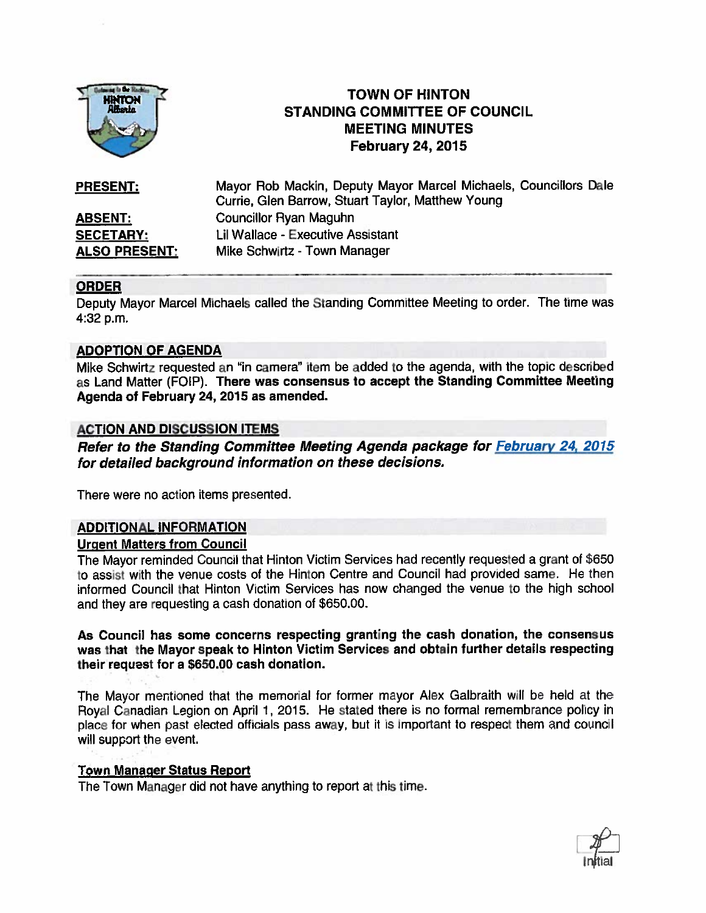# TOWN OF HINTON
## STANDING COMMITTEE OF COUNCIL
## MEETING MINUTES
## February 24, 2015

**PRESENT:** Mayor Rob Mackin, Deputy Mayor Marcel Michaels, Councillors Dale Currie, Glen Barrow, Stuart Taylor, Matthew Young

**ABSENT:** Councillor Ryan Maguhn

**SECETARY:** Lil Wallace - Executive Assistant

**ALSO PRESENT:** Mike Schwirtz - Town Manager

---

## ORDER

Deputy Mayor Marcel Michaels called the Standing Committee Meeting to order. The time was 4:32 p.m.

## ADOPTION OF AGENDA

Mike Schwirtz requested an "in camera" item be added to the agenda, with the topic described as Land Matter (FOIP). **There was consensus to accept the Standing Committee Meeting Agenda of February 24, 2015 as amended.**

## ACTION AND DISCUSSION ITEMS

***Refer to the Standing Committee Meeting Agenda package for February 24, 2015 for detailed background information on these decisions.***

There were no action items presented.

## ADDITIONAL INFORMATION

### Urgent Matters from Council

The Mayor reminded Council that Hinton Victim Services had recently requested a grant of $650 to assist with the venue costs of the Hinton Centre and Council had provided same. He then informed Council that Hinton Victim Services has now changed the venue to the high school and they are requesting a cash donation of $650.00.

**As Council has some concerns respecting granting the cash donation, the consensus was that the Mayor speak to Hinton Victim Services and obtain further details respecting their request for a $650.00 cash donation.**

The Mayor mentioned that the memorial for former mayor Alex Galbraith will be held at the Royal Canadian Legion on April 1, 2015. He stated there is no formal remembrance policy in place for when past elected officials pass away, but it is important to respect them and council will support the event.

### Town Manager Status Report

The Town Manager did not have anything to report at this time.

Initial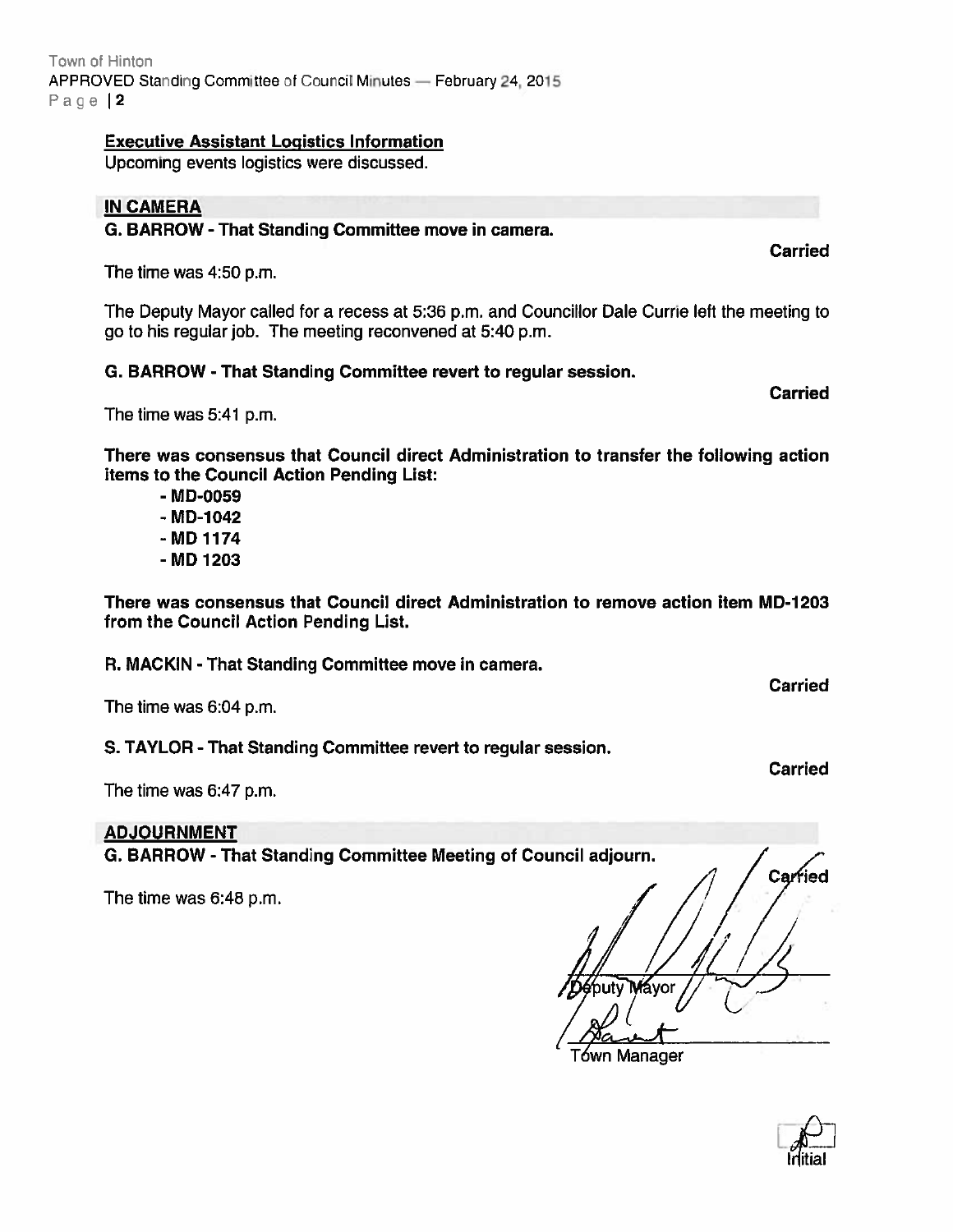**Executive Assistant Logistics Information**

Upcoming events logistics were discussed.

## IN CAMERA

**G. BARROW - That Standing Committee move in camera.**

**Carried**

The time was 4:50 p.m.

The Deputy Mayor called for a recess at 5:36 p.m. and Councillor Dale Currie left the meeting to go to his regular job. The meeting reconvened at 5:40 p.m.

**G. BARROW - That Standing Committee revert to regular session.**

**Carried**

The time was 5:41 p.m.

**There was consensus that Council direct Administration to transfer the following action items to the Council Action Pending List:**

- **MD-0059**
- **MD-1042**
- **MD 1174**
- **MD 1203**

**There was consensus that Council direct Administration to remove action item MD-1203 from the Council Action Pending List.**

**R. MACKIN - That Standing Committee move in camera.**

**Carried**

The time was 6:04 p.m.

**S. TAYLOR - That Standing Committee revert to regular session.**

**Carried**

The time was 6:47 p.m.

## ADJOURNMENT

**G. BARROW - That Standing Committee Meeting of Council adjourn.**

**Carried**

The time was 6:48 p.m.

Deputy Mayor

Town Manager

Initial